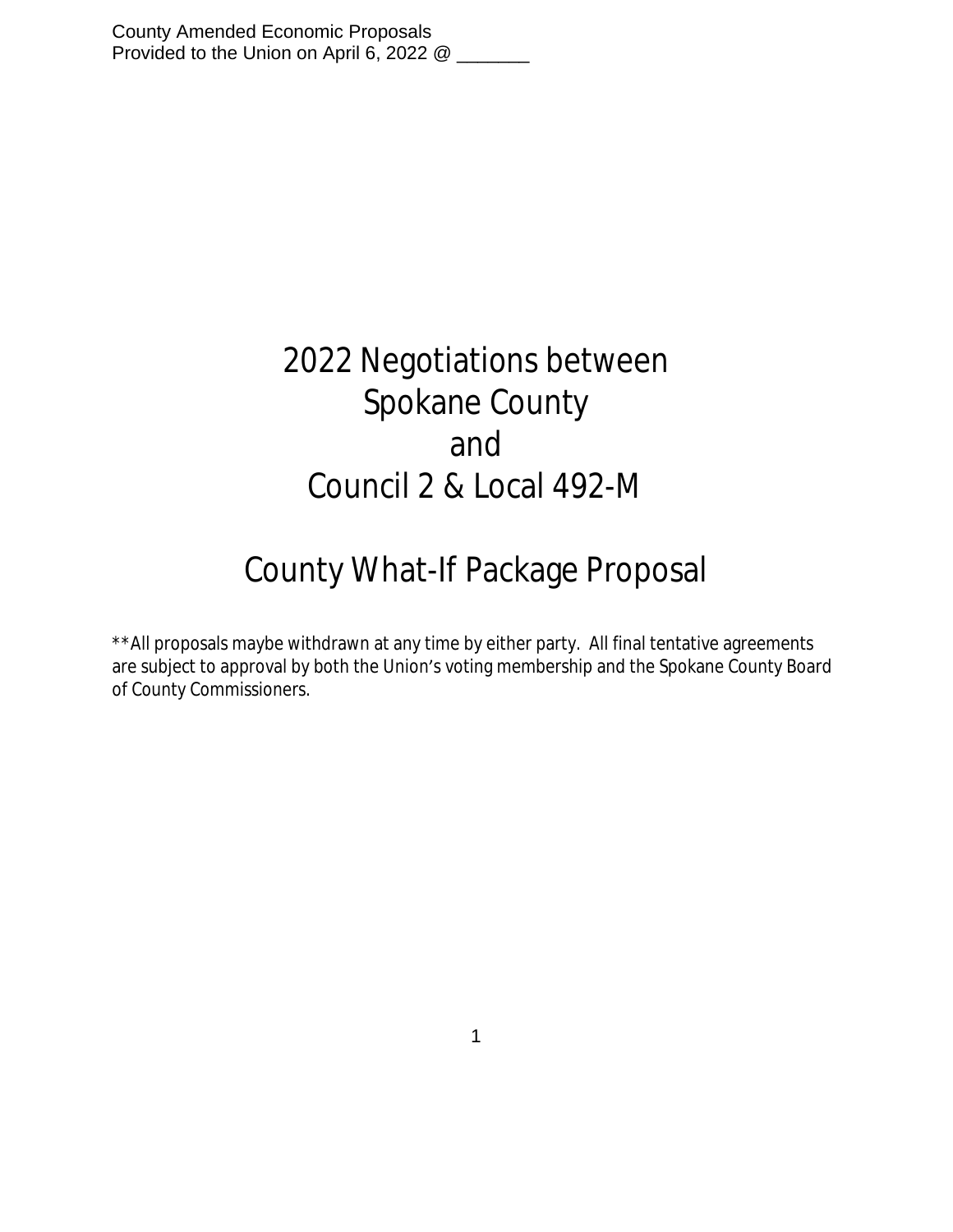County Amended Economic Proposals
Provided to the Union on April 6, 2022 @ _______

# 2022 Negotiations between Spokane County and Council 2 & Local 492-M

# County What-If Package Proposal

**All proposals maybe withdrawn at any time by either party. All final tentative agreements are subject to approval by both the Union's voting membership and the Spokane County Board of County Commissioners.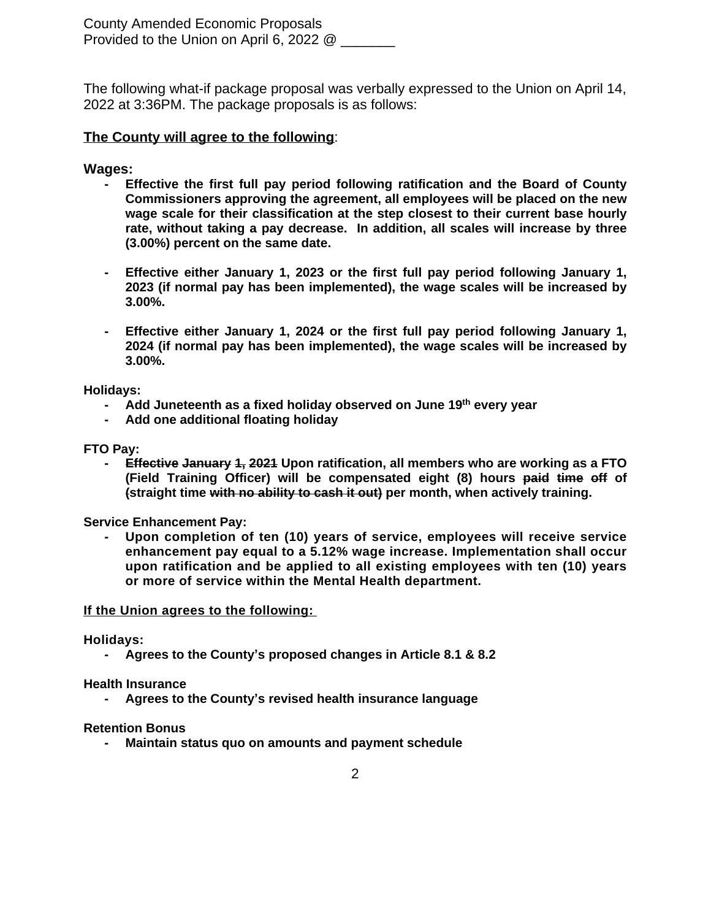County Amended Economic Proposals
Provided to the Union on April 6, 2022 @ _______

The following what-if package proposal was verbally expressed to the Union on April 14, 2022 at 3:36PM. The package proposals is as follows:

**<u>The County will agree to the following</u>**:

**Wages:**

- **Effective the first full pay period following ratification and the Board of County Commissioners approving the agreement, all employees will be placed on the new wage scale for their classification at the step closest to their current base hourly rate, without taking a pay decrease. In addition, all scales will increase by three (3.00%) percent on the same date.**
- **Effective either January 1, 2023 or the first full pay period following January 1, 2023 (if normal pay has been implemented), the wage scales will be increased by 3.00%.**
- **Effective either January 1, 2024 or the first full pay period following January 1, 2024 (if normal pay has been implemented), the wage scales will be increased by 3.00%.**

**Holidays:**

- **Add Juneteenth as a fixed holiday observed on June 19th every year**
- **Add one additional floating holiday**

**FTO Pay:**

- **~~Effective January 1, 2021~~ Upon ratification, all members who are working as a FTO (Field Training Officer) will be compensated eight (8) hours ~~paid time off~~ of ~~(~~straight time ~~with no ability to cash it out)~~ per month, when actively training.**

**Service Enhancement Pay:**

- **Upon completion of ten (10) years of service, employees will receive service enhancement pay equal to a 5.12% wage increase. Implementation shall occur upon ratification and be applied to all existing employees with ten (10) years or more of service within the Mental Health department.**

**<u>If the Union agrees to the following:</u>**

**Holidays:**

- **Agrees to the County's proposed changes in Article 8.1 & 8.2**

**Health Insurance**

- **Agrees to the County's revised health insurance language**

**Retention Bonus**

- **Maintain status quo on amounts and payment schedule**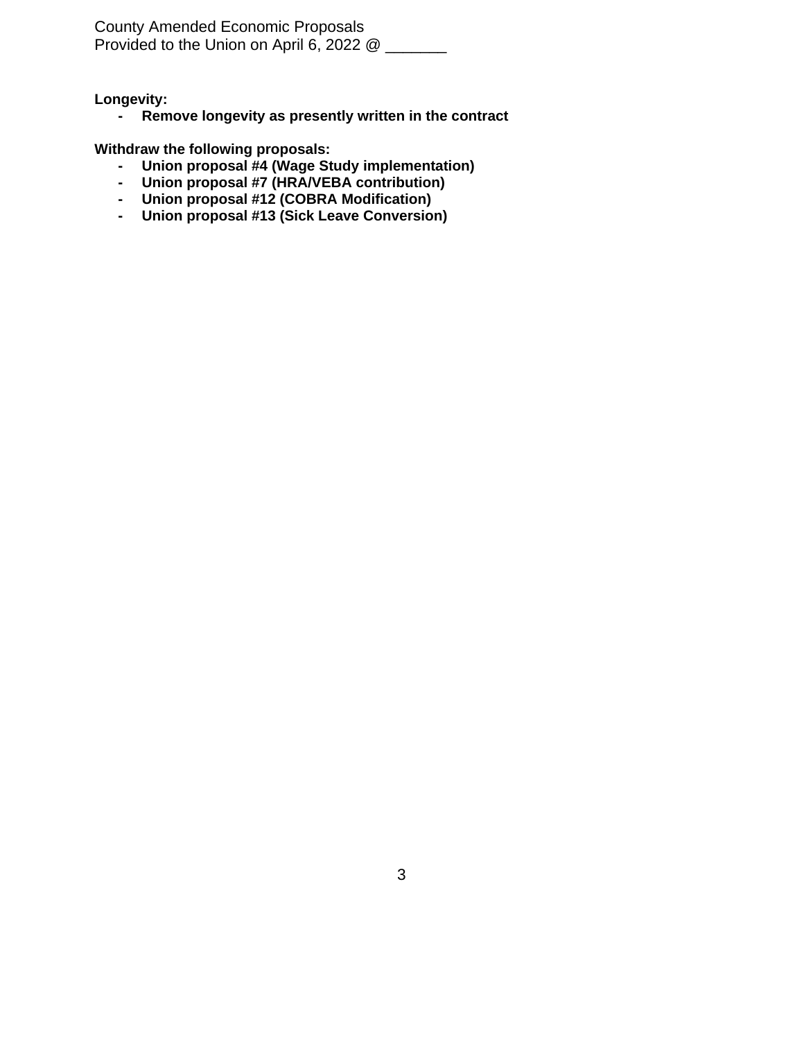**Longevity:**

- **Remove longevity as presently written in the contract**

**Withdraw the following proposals:**

- **Union proposal #4 (Wage Study implementation)**
- **Union proposal #7 (HRA/VEBA contribution)**
- **Union proposal #12 (COBRA Modification)**
- **Union proposal #13 (Sick Leave Conversion)**